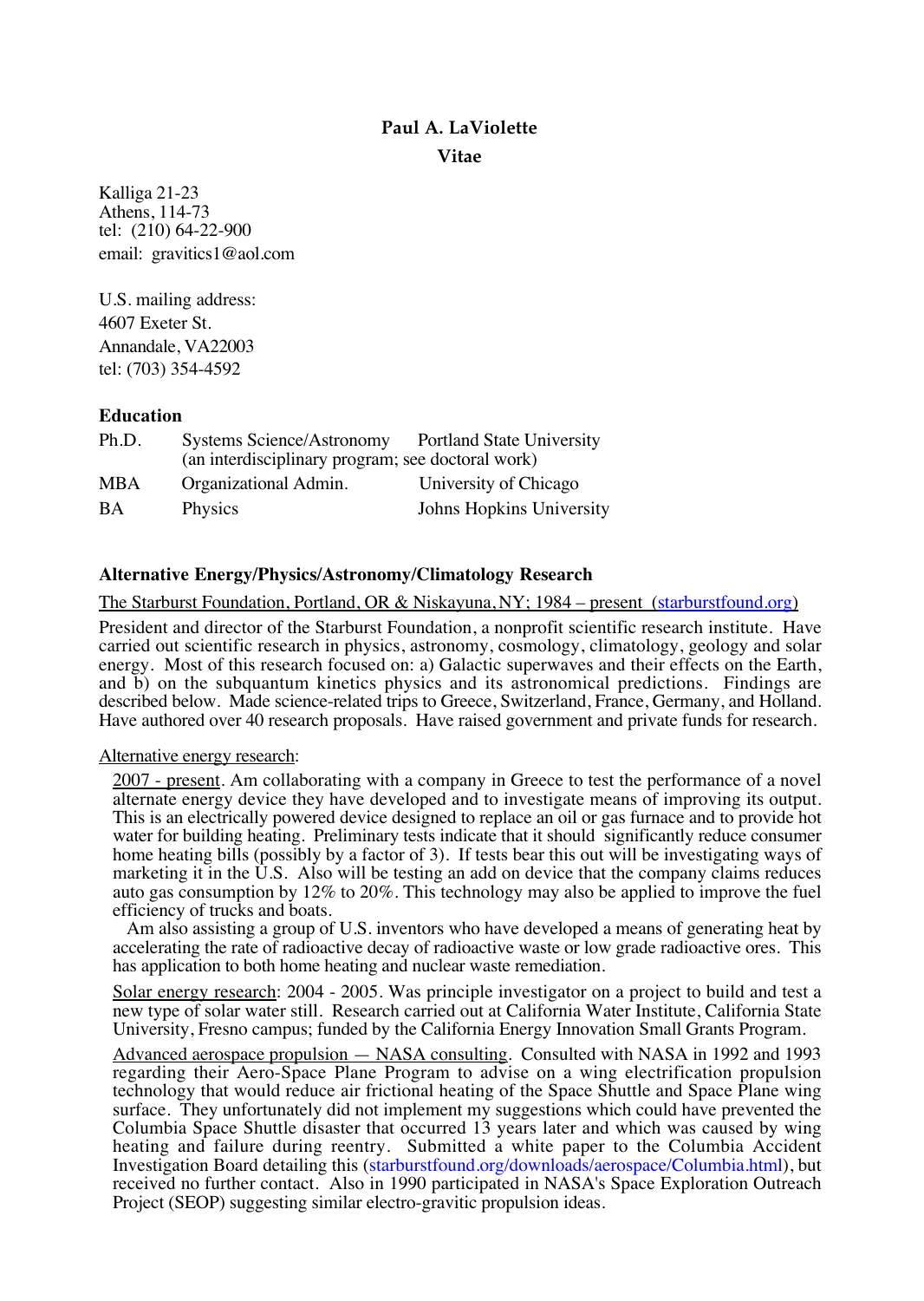# Paul A. LaViolette

## Vitae

Kalliga 21-23
Athens, 114-73
tel: (210) 64-22-900
email: gravitics1@aol.com

U.S. mailing address:
4607 Exeter St.
Annandale, VA22003
tel: (703) 354-4592

### Education

| | | |
|---|---|---|
| Ph.D. | Systems Science/Astronomy (an interdisciplinary program; see doctoral work) | Portland State University |
| MBA | Organizational Admin. | University of Chicago |
| BA | Physics | Johns Hopkins University |

### Alternative Energy/Physics/Astronomy/Climatology Research

The Starburst Foundation, Portland, OR & Niskayuna, NY; 1984 – present (starburstfound.org)

President and director of the Starburst Foundation, a nonprofit scientific research institute. Have carried out scientific research in physics, astronomy, cosmology, climatology, geology and solar energy. Most of this research focused on: a) Galactic superwaves and their effects on the Earth, and b) on the subquantum kinetics physics and its astronomical predictions. Findings are described below. Made science-related trips to Greece, Switzerland, France, Germany, and Holland. Have authored over 40 research proposals. Have raised government and private funds for research.

Alternative energy research:

2007 - present. Am collaborating with a company in Greece to test the performance of a novel alternate energy device they have developed and to investigate means of improving its output. This is an electrically powered device designed to replace an oil or gas furnace and to provide hot water for building heating. Preliminary tests indicate that it should significantly reduce consumer home heating bills (possibly by a factor of 3). If tests bear this out will be investigating ways of marketing it in the U.S. Also will be testing an add on device that the company claims reduces auto gas consumption by 12% to 20%. This technology may also be applied to improve the fuel efficiency of trucks and boats.

Am also assisting a group of U.S. inventors who have developed a means of generating heat by accelerating the rate of radioactive decay of radioactive waste or low grade radioactive ores. This has application to both home heating and nuclear waste remediation.

Solar energy research: 2004 - 2005. Was principle investigator on a project to build and test a new type of solar water still. Research carried out at California Water Institute, California State University, Fresno campus; funded by the California Energy Innovation Small Grants Program.

Advanced aerospace propulsion — NASA consulting. Consulted with NASA in 1992 and 1993 regarding their Aero-Space Plane Program to advise on a wing electrification propulsion technology that would reduce air frictional heating of the Space Shuttle and Space Plane wing surface. They unfortunately did not implement my suggestions which could have prevented the Columbia Space Shuttle disaster that occurred 13 years later and which was caused by wing heating and failure during reentry. Submitted a white paper to the Columbia Accident Investigation Board detailing this (starburstfound.org/downloads/aerospace/Columbia.html), but received no further contact. Also in 1990 participated in NASA's Space Exploration Outreach Project (SEOP) suggesting similar electro-gravitic propulsion ideas.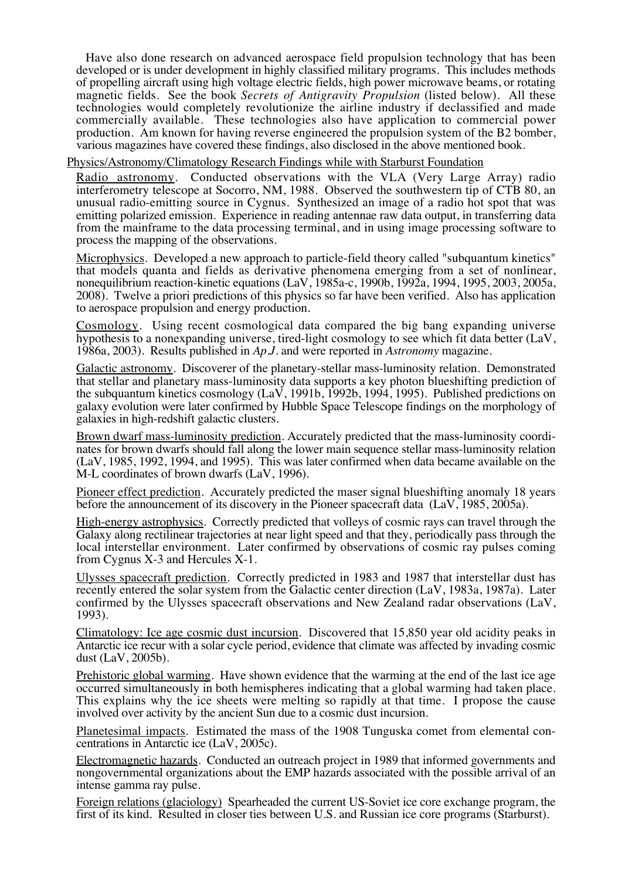Have also done research on advanced aerospace field propulsion technology that has been developed or is under development in highly classified military programs. This includes methods of propelling aircraft using high voltage electric fields, high power microwave beams, or rotating magnetic fields. See the book *Secrets of Antigravity Propulsion* (listed below). All these technologies would completely revolutionize the airline industry if declassified and made commercially available. These technologies also have application to commercial power production. Am known for having reverse engineered the propulsion system of the B2 bomber, various magazines have covered these findings, also disclosed in the above mentioned book.

<u>Physics/Astronomy/Climatology Research Findings while with Starburst Foundation</u>

<u>Radio astronomy</u>. Conducted observations with the VLA (Very Large Array) radio interferometry telescope at Socorro, NM, 1988. Observed the southwestern tip of CTB 80, an unusual radio-emitting source in Cygnus. Synthesized an image of a radio hot spot that was emitting polarized emission. Experience in reading antennae raw data output, in transferring data from the mainframe to the data processing terminal, and in using image processing software to process the mapping of the observations.

<u>Microphysics</u>. Developed a new approach to particle-field theory called "subquantum kinetics" that models quanta and fields as derivative phenomena emerging from a set of nonlinear, nonequilibrium reaction-kinetic equations (LaV, 1985a-c, 1990b, 1992a, 1994, 1995, 2003, 2005a, 2008). Twelve a priori predictions of this physics so far have been verified. Also has application to aerospace propulsion and energy production.

<u>Cosmology</u>. Using recent cosmological data compared the big bang expanding universe hypothesis to a nonexpanding universe, tired-light cosmology to see which fit data better (LaV, 1986a, 2003). Results published in *Ap.J.* and were reported in *Astronomy* magazine.

<u>Galactic astronomy</u>. Discoverer of the planetary-stellar mass-luminosity relation. Demonstrated that stellar and planetary mass-luminosity data supports a key photon blueshifting prediction of the subquantum kinetics cosmology (LaV, 1991b, 1992b, 1994, 1995). Published predictions on galaxy evolution were later confirmed by Hubble Space Telescope findings on the morphology of galaxies in high-redshift galactic clusters.

<u>Brown dwarf mass-luminosity prediction</u>. Accurately predicted that the mass-luminosity coordinates for brown dwarfs should fall along the lower main sequence stellar mass-luminosity relation (LaV, 1985, 1992, 1994, and 1995). This was later confirmed when data became available on the M-L coordinates of brown dwarfs (LaV, 1996).

<u>Pioneer effect prediction</u>. Accurately predicted the maser signal blueshifting anomaly 18 years before the announcement of its discovery in the Pioneer spacecraft data (LaV, 1985, 2005a).

<u>High-energy astrophysics</u>. Correctly predicted that volleys of cosmic rays can travel through the Galaxy along rectilinear trajectories at near light speed and that they, periodically pass through the local interstellar environment. Later confirmed by observations of cosmic ray pulses coming from Cygnus X-3 and Hercules X-1.

<u>Ulysses spacecraft prediction</u>. Correctly predicted in 1983 and 1987 that interstellar dust has recently entered the solar system from the Galactic center direction (LaV, 1983a, 1987a). Later confirmed by the Ulysses spacecraft observations and New Zealand radar observations (LaV, 1993).

<u>Climatology: Ice age cosmic dust incursion</u>. Discovered that 15,850 year old acidity peaks in Antarctic ice recur with a solar cycle period, evidence that climate was affected by invading cosmic dust (LaV, 2005b).

<u>Prehistoric global warming</u>. Have shown evidence that the warming at the end of the last ice age occurred simultaneously in both hemispheres indicating that a global warming had taken place. This explains why the ice sheets were melting so rapidly at that time. I propose the cause involved over activity by the ancient Sun due to a cosmic dust incursion.

<u>Planetesimal impacts</u>. Estimated the mass of the 1908 Tunguska comet from elemental concentrations in Antarctic ice (LaV, 2005c).

<u>Electromagnetic hazards</u>. Conducted an outreach project in 1989 that informed governments and nongovernmental organizations about the EMP hazards associated with the possible arrival of an intense gamma ray pulse.

<u>Foreign relations (glaciology)</u> Spearheaded the current US-Soviet ice core exchange program, the first of its kind. Resulted in closer ties between U.S. and Russian ice core programs (Starburst).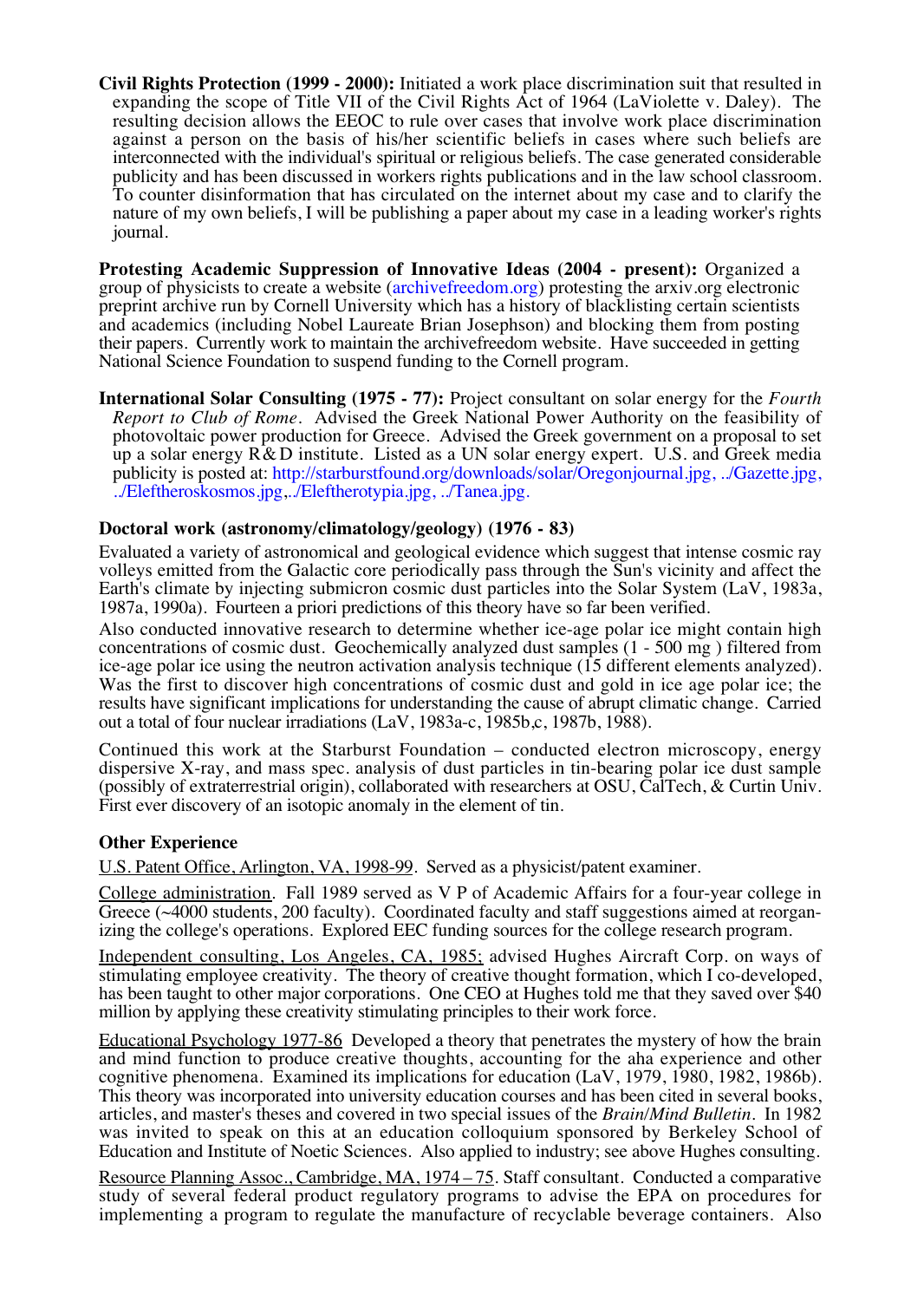**Civil Rights Protection (1999 - 2000):** Initiated a work place discrimination suit that resulted in expanding the scope of Title VII of the Civil Rights Act of 1964 (LaViolette v. Daley). The resulting decision allows the EEOC to rule over cases that involve work place discrimination against a person on the basis of his/her scientific beliefs in cases where such beliefs are interconnected with the individual's spiritual or religious beliefs. The case generated considerable publicity and has been discussed in workers rights publications and in the law school classroom. To counter disinformation that has circulated on the internet about my case and to clarify the nature of my own beliefs, I will be publishing a paper about my case in a leading worker's rights journal.

**Protesting Academic Suppression of Innovative Ideas (2004 - present):** Organized a group of physicists to create a website (archivefreedom.org) protesting the arxiv.org electronic preprint archive run by Cornell University which has a history of blacklisting certain scientists and academics (including Nobel Laureate Brian Josephson) and blocking them from posting their papers. Currently work to maintain the archivefreedom website. Have succeeded in getting National Science Foundation to suspend funding to the Cornell program.

**International Solar Consulting (1975 - 77):** Project consultant on solar energy for the *Fourth Report to Club of Rome*. Advised the Greek National Power Authority on the feasibility of photovoltaic power production for Greece. Advised the Greek government on a proposal to set up a solar energy R&D institute. Listed as a UN solar energy expert. U.S. and Greek media publicity is posted at: http://starburstfound.org/downloads/solar/Oregonjournal.jpg, ../Gazette.jpg, ../Eleftheroskosmos.jpg,../Eleftherotypia.jpg, ../Tanea.jpg.

**Doctoral work (astronomy/climatology/geology) (1976 - 83)**

Evaluated a variety of astronomical and geological evidence which suggest that intense cosmic ray volleys emitted from the Galactic core periodically pass through the Sun's vicinity and affect the Earth's climate by injecting submicron cosmic dust particles into the Solar System (LaV, 1983a, 1987a, 1990a). Fourteen a priori predictions of this theory have so far been verified.

Also conducted innovative research to determine whether ice-age polar ice might contain high concentrations of cosmic dust. Geochemically analyzed dust samples (1 - 500 mg ) filtered from ice-age polar ice using the neutron activation analysis technique (15 different elements analyzed). Was the first to discover high concentrations of cosmic dust and gold in ice age polar ice; the results have significant implications for understanding the cause of abrupt climatic change. Carried out a total of four nuclear irradiations (LaV, 1983a-c, 1985b,c, 1987b, 1988).

Continued this work at the Starburst Foundation – conducted electron microscopy, energy dispersive X-ray, and mass spec. analysis of dust particles in tin-bearing polar ice dust sample (possibly of extraterrestrial origin), collaborated with researchers at OSU, CalTech, & Curtin Univ. First ever discovery of an isotopic anomaly in the element of tin.

**Other Experience**

U.S. Patent Office, Arlington, VA, 1998-99. Served as a physicist/patent examiner.

College administration. Fall 1989 served as V P of Academic Affairs for a four-year college in Greece (~4000 students, 200 faculty). Coordinated faculty and staff suggestions aimed at reorganizing the college's operations. Explored EEC funding sources for the college research program.

Independent consulting, Los Angeles, CA, 1985; advised Hughes Aircraft Corp. on ways of stimulating employee creativity. The theory of creative thought formation, which I co-developed, has been taught to other major corporations. One CEO at Hughes told me that they saved over $40 million by applying these creativity stimulating principles to their work force.

Educational Psychology 1977-86 Developed a theory that penetrates the mystery of how the brain and mind function to produce creative thoughts, accounting for the aha experience and other cognitive phenomena. Examined its implications for education (LaV, 1979, 1980, 1982, 1986b). This theory was incorporated into university education courses and has been cited in several books, articles, and master's theses and covered in two special issues of the *Brain/Mind Bulletin*. In 1982 was invited to speak on this at an education colloquium sponsored by Berkeley School of Education and Institute of Noetic Sciences. Also applied to industry; see above Hughes consulting.

Resource Planning Assoc., Cambridge, MA, 1974 – 75. Staff consultant. Conducted a comparative study of several federal product regulatory programs to advise the EPA on procedures for implementing a program to regulate the manufacture of recyclable beverage containers. Also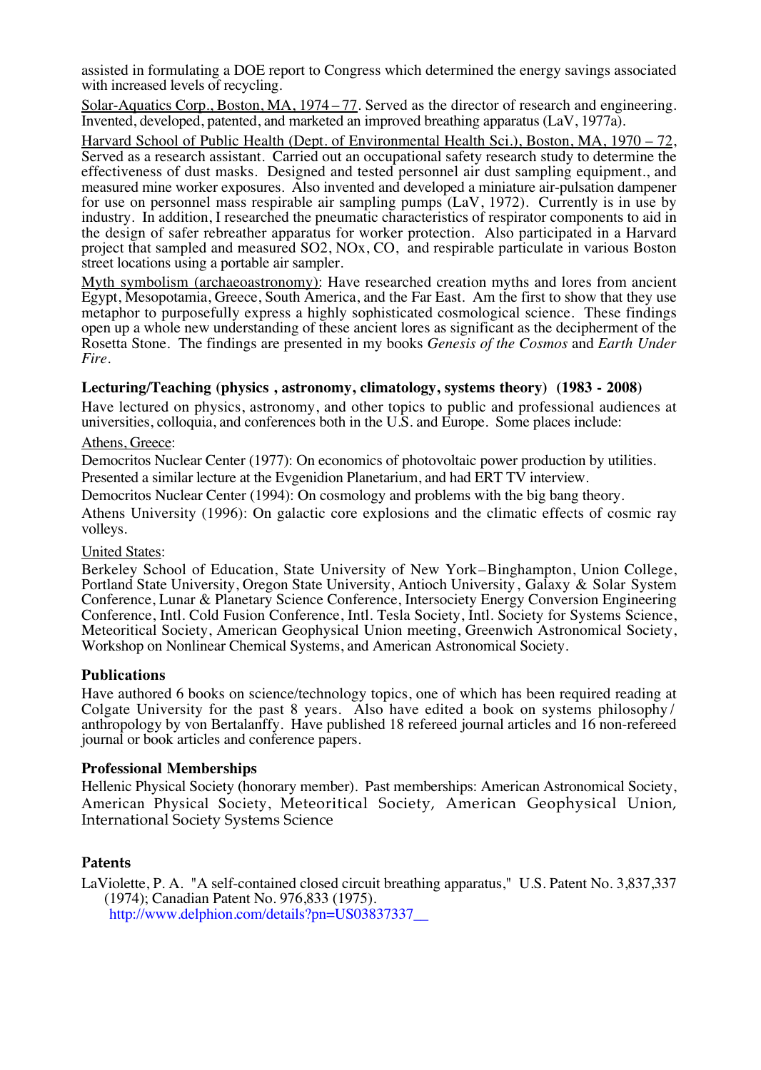assisted in formulating a DOE report to Congress which determined the energy savings associated with increased levels of recycling.

<u>Solar-Aquatics Corp., Boston, MA, 1974 – 77</u>. Served as the director of research and engineering. Invented, developed, patented, and marketed an improved breathing apparatus (LaV, 1977a).

<u>Harvard School of Public Health (Dept. of Environmental Health Sci.), Boston, MA, 1970 – 72</u>, Served as a research assistant. Carried out an occupational safety research study to determine the effectiveness of dust masks. Designed and tested personnel air dust sampling equipment., and measured mine worker exposures. Also invented and developed a miniature air-pulsation dampener for use on personnel mass respirable air sampling pumps (LaV, 1972). Currently is in use by industry. In addition, I researched the pneumatic characteristics of respirator components to aid in the design of safer rebreather apparatus for worker protection. Also participated in a Harvard project that sampled and measured $SO_2$, $NO_x$, CO, and respirable particulate in various Boston street locations using a portable air sampler.

<u>Myth symbolism (archaeoastronomy)</u>: Have researched creation myths and lores from ancient Egypt, Mesopotamia, Greece, South America, and the Far East. Am the first to show that they use metaphor to purposefully express a highly sophisticated cosmological science. These findings open up a whole new understanding of these ancient lores as significant as the decipherment of the Rosetta Stone. The findings are presented in my books *Genesis of the Cosmos* and *Earth Under Fire*.

### Lecturing/Teaching (physics , astronomy, climatology, systems theory) (1983 - 2008)

Have lectured on physics, astronomy, and other topics to public and professional audiences at universities, colloquia, and conferences both in the U.S. and Europe. Some places include:

<u>Athens, Greece</u>:

Democritos Nuclear Center (1977): On economics of photovoltaic power production by utilities. Presented a similar lecture at the Evgenidion Planetarium, and had ERT TV interview.

Democritos Nuclear Center (1994): On cosmology and problems with the big bang theory.

Athens University (1996): On galactic core explosions and the climatic effects of cosmic ray volleys.

<u>United States</u>:

Berkeley School of Education, State University of New York–Binghampton, Union College, Portland State University, Oregon State University, Antioch University, Galaxy & Solar System Conference, Lunar & Planetary Science Conference, Intersociety Energy Conversion Engineering Conference, Intl. Cold Fusion Conference, Intl. Tesla Society, Intl. Society for Systems Science, Meteoritical Society, American Geophysical Union meeting, Greenwich Astronomical Society, Workshop on Nonlinear Chemical Systems, and American Astronomical Society.

### Publications

Have authored 6 books on science/technology topics, one of which has been required reading at Colgate University for the past 8 years. Also have edited a book on systems philosophy/ anthropology by von Bertalanffy. Have published 18 refereed journal articles and 16 non-refereed journal or book articles and conference papers.

### Professional Memberships

Hellenic Physical Society (honorary member). Past memberships: American Astronomical Society, American Physical Society, Meteoritical Society, American Geophysical Union, International Society Systems Science

### Patents

LaViolette, P. A. "A self-contained closed circuit breathing apparatus," U.S. Patent No. 3,837,337 (1974); Canadian Patent No. 976,833 (1975).
http://www.delphion.com/details?pn=US03837337__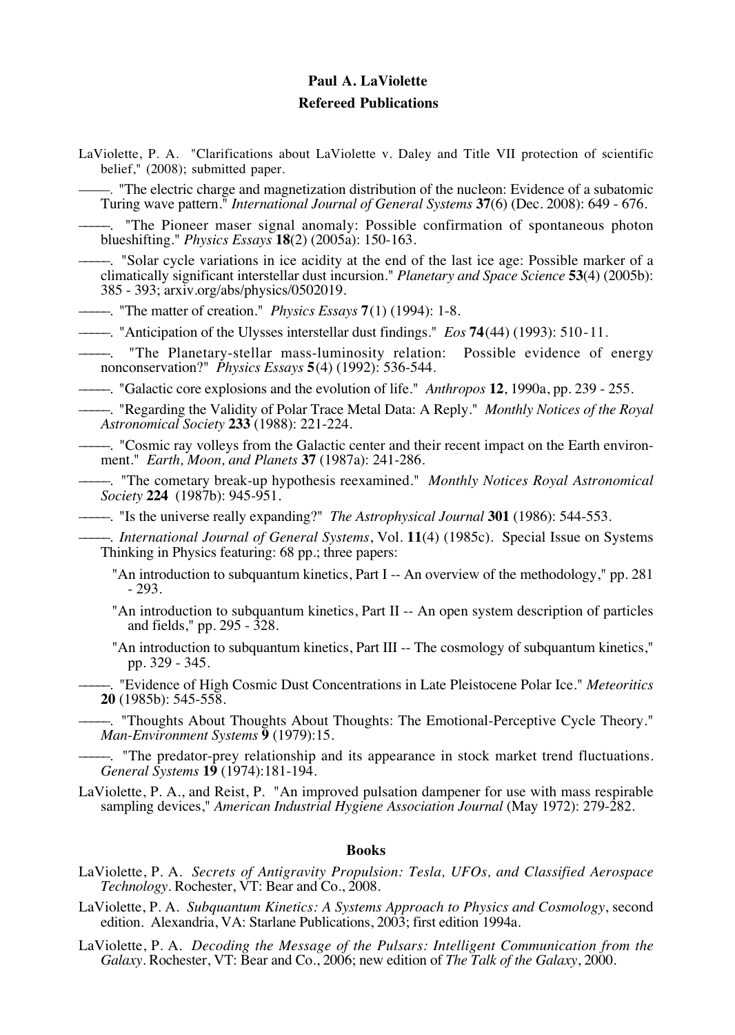**Paul A. LaViolette**

**Refereed Publications**

LaViolette, P. A. "Clarifications about LaViolette v. Daley and Title VII protection of scientific belief," (2008); submitted paper.

———. "The electric charge and magnetization distribution of the nucleon: Evidence of a subatomic Turing wave pattern." *International Journal of General Systems* **37**(6) (Dec. 2008): 649 - 676.

———. "The Pioneer maser signal anomaly: Possible confirmation of spontaneous photon blueshifting." *Physics Essays* **18**(2) (2005a): 150-163.

———. "Solar cycle variations in ice acidity at the end of the last ice age: Possible marker of a climatically significant interstellar dust incursion." *Planetary and Space Science* **53**(4) (2005b): 385 - 393; arxiv.org/abs/physics/0502019.

———. "The matter of creation." *Physics Essays* **7**(1) (1994): 1-8.

———. "Anticipation of the Ulysses interstellar dust findings." *Eos* **74**(44) (1993): 510-11.

———. "The Planetary-stellar mass-luminosity relation: Possible evidence of energy nonconservation?" *Physics Essays* **5**(4) (1992): 536-544.

———. "Galactic core explosions and the evolution of life." *Anthropos* **12**, 1990a, pp. 239 - 255.

———. "Regarding the Validity of Polar Trace Metal Data: A Reply." *Monthly Notices of the Royal Astronomical Society* **233** (1988): 221-224.

———. "Cosmic ray volleys from the Galactic center and their recent impact on the Earth environment." *Earth, Moon, and Planets* **37** (1987a): 241-286.

———. "The cometary break-up hypothesis reexamined." *Monthly Notices Royal Astronomical Society* **224** (1987b): 945-951.

———. "Is the universe really expanding?" *The Astrophysical Journal* **301** (1986): 544-553.

———. *International Journal of General Systems*, Vol. **11**(4) (1985c). Special Issue on Systems Thinking in Physics featuring: 68 pp.; three papers:

"An introduction to subquantum kinetics, Part I -- An overview of the methodology," pp. 281 - 293.

"An introduction to subquantum kinetics, Part II -- An open system description of particles and fields," pp. 295 - 328.

"An introduction to subquantum kinetics, Part III -- The cosmology of subquantum kinetics," pp. 329 - 345.

———. "Evidence of High Cosmic Dust Concentrations in Late Pleistocene Polar Ice." *Meteoritics* **20** (1985b): 545-558.

———. "Thoughts About Thoughts About Thoughts: The Emotional-Perceptive Cycle Theory." *Man-Environment Systems* **9** (1979):15.

———. "The predator-prey relationship and its appearance in stock market trend fluctuations. *General Systems* **19** (1974):181-194.

LaViolette, P. A., and Reist, P. "An improved pulsation dampener for use with mass respirable sampling devices," *American Industrial Hygiene Association Journal* (May 1972): 279-282.

**Books**

LaViolette, P. A. *Secrets of Antigravity Propulsion: Tesla, UFOs, and Classified Aerospace Technology*. Rochester, VT: Bear and Co., 2008.

LaViolette, P. A. *Subquantum Kinetics: A Systems Approach to Physics and Cosmology*, second edition. Alexandria, VA: Starlane Publications, 2003; first edition 1994a.

LaViolette, P. A. *Decoding the Message of the Pulsars: Intelligent Communication from the Galaxy*. Rochester, VT: Bear and Co., 2006; new edition of *The Talk of the Galaxy*, 2000.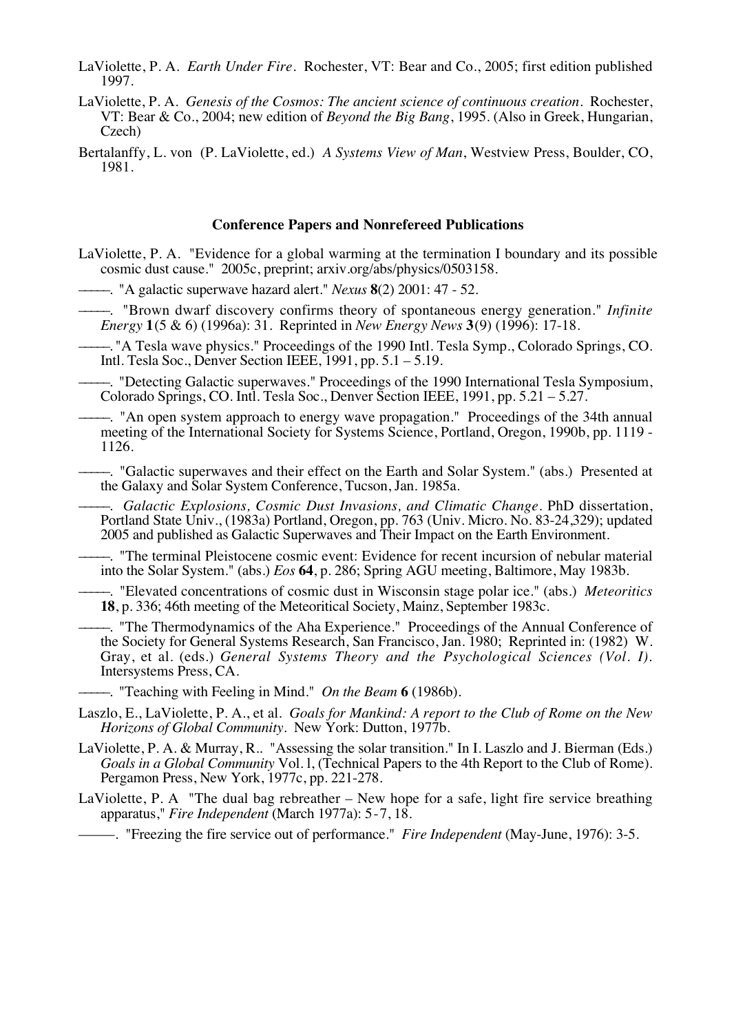LaViolette, P. A. *Earth Under Fire*. Rochester, VT: Bear and Co., 2005; first edition published 1997.

LaViolette, P. A. *Genesis of the Cosmos: The ancient science of continuous creation*. Rochester, VT: Bear & Co., 2004; new edition of *Beyond the Big Bang*, 1995. (Also in Greek, Hungarian, Czech)

Bertalanffy, L. von (P. LaViolette, ed.) *A Systems View of Man*, Westview Press, Boulder, CO, 1981.

### Conference Papers and Nonrefereed Publications

LaViolette, P. A. "Evidence for a global warming at the termination I boundary and its possible cosmic dust cause." 2005c, preprint; arxiv.org/abs/physics/0503158.

———. "A galactic superwave hazard alert." *Nexus* **8**(2) 2001: 47 - 52.

———. "Brown dwarf discovery confirms theory of spontaneous energy generation." *Infinite Energy* **1**(5 & 6) (1996a): 31. Reprinted in *New Energy News* **3**(9) (1996): 17-18.

———. "A Tesla wave physics." Proceedings of the 1990 Intl. Tesla Symp., Colorado Springs, CO. Intl. Tesla Soc., Denver Section IEEE, 1991, pp. 5.1 – 5.19.

———. "Detecting Galactic superwaves." Proceedings of the 1990 International Tesla Symposium, Colorado Springs, CO. Intl. Tesla Soc., Denver Section IEEE, 1991, pp. 5.21 – 5.27.

———. "An open system approach to energy wave propagation." Proceedings of the 34th annual meeting of the International Society for Systems Science, Portland, Oregon, 1990b, pp. 1119 - 1126.

———. "Galactic superwaves and their effect on the Earth and Solar System." (abs.) Presented at the Galaxy and Solar System Conference, Tucson, Jan. 1985a.

———. *Galactic Explosions, Cosmic Dust Invasions, and Climatic Change*. PhD dissertation, Portland State Univ., (1983a) Portland, Oregon, pp. 763 (Univ. Micro. No. 83-24,329); updated 2005 and published as Galactic Superwaves and Their Impact on the Earth Environment.

———. "The terminal Pleistocene cosmic event: Evidence for recent incursion of nebular material into the Solar System." (abs.) *Eos* **64**, p. 286; Spring AGU meeting, Baltimore, May 1983b.

———. "Elevated concentrations of cosmic dust in Wisconsin stage polar ice." (abs.) *Meteoritics* **18**, p. 336; 46th meeting of the Meteoritical Society, Mainz, September 1983c.

———. "The Thermodynamics of the Aha Experience." Proceedings of the Annual Conference of the Society for General Systems Research, San Francisco, Jan. 1980; Reprinted in: (1982) W. Gray, et al. (eds.) *General Systems Theory and the Psychological Sciences (Vol. I)*. Intersystems Press, CA.

———. "Teaching with Feeling in Mind." *On the Beam* **6** (1986b).

Laszlo, E., LaViolette, P. A., et al. *Goals for Mankind: A report to the Club of Rome on the New Horizons of Global Community*. New York: Dutton, 1977b.

LaViolette, P. A. & Murray, R.. "Assessing the solar transition." In I. Laszlo and J. Bierman (Eds.) *Goals in a Global Community* Vol. 1, (Technical Papers to the 4th Report to the Club of Rome). Pergamon Press, New York, 1977c, pp. 221-278.

LaViolette, P. A "The dual bag rebreather – New hope for a safe, light fire service breathing apparatus," *Fire Independent* (March 1977a): 5-7, 18.

———. "Freezing the fire service out of performance." *Fire Independent* (May-June, 1976): 3-5.